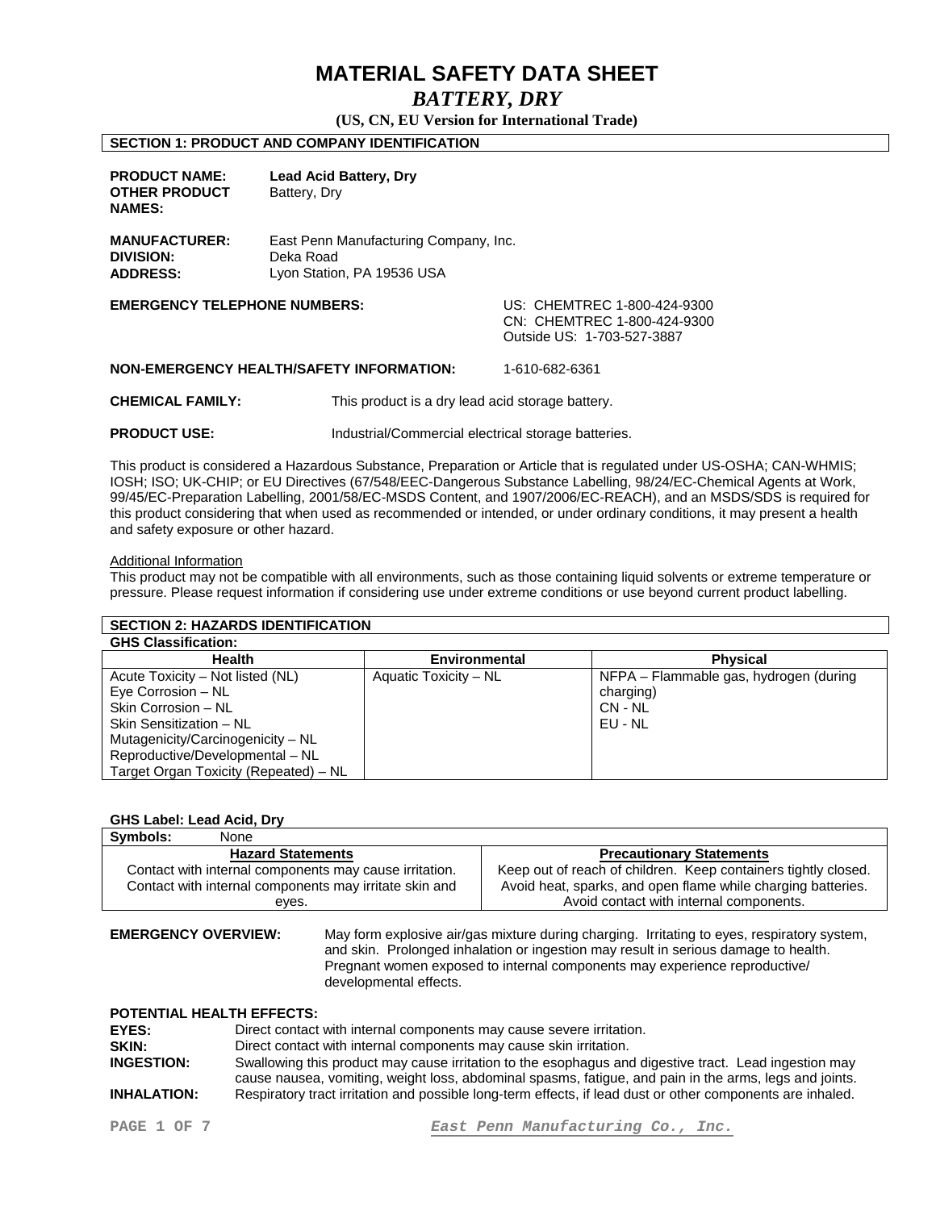# MATERIAL SAFETY DATA SHEET

## *BATTERY, DRY*

**(US, CN, EU Version for International Trade)**

## SECTION 1: PRODUCT AND COMPANY IDENTIFICATION

**PRODUCT NAME:** **Lead Acid Battery, Dry**
**OTHER PRODUCT NAMES:** Battery, Dry

**MANUFACTURER:** East Penn Manufacturing Company, Inc.
**DIVISION:** Deka Road
**ADDRESS:** Lyon Station, PA 19536 USA

**EMERGENCY TELEPHONE NUMBERS:** US: CHEMTREC 1-800-424-9300
CN: CHEMTREC 1-800-424-9300
Outside US: 1-703-527-3887

**NON-EMERGENCY HEALTH/SAFETY INFORMATION:** 1-610-682-6361

**CHEMICAL FAMILY:** This product is a dry lead acid storage battery.

**PRODUCT USE:** Industrial/Commercial electrical storage batteries.

This product is considered a Hazardous Substance, Preparation or Article that is regulated under US-OSHA; CAN-WHMIS; IOSH; ISO; UK-CHIP; or EU Directives (67/548/EEC-Dangerous Substance Labelling, 98/24/EC-Chemical Agents at Work, 99/45/EC-Preparation Labelling, 2001/58/EC-MSDS Content, and 1907/2006/EC-REACH), and an MSDS/SDS is required for this product considering that when used as recommended or intended, or under ordinary conditions, it may present a health and safety exposure or other hazard.

Additional Information
This product may not be compatible with all environments, such as those containing liquid solvents or extreme temperature or pressure. Please request information if considering use under extreme conditions or use beyond current product labelling.

## SECTION 2: HAZARDS IDENTIFICATION

**GHS Classification:**

| Health | Environmental | Physical |
|---|---|---|
| Acute Toxicity – Not listed (NL)<br>Eye Corrosion – NL<br>Skin Corrosion – NL<br>Skin Sensitization – NL<br>Mutagenicity/Carcinogenicity – NL<br>Reproductive/Developmental – NL<br>Target Organ Toxicity (Repeated) – NL | Aquatic Toxicity – NL | NFPA – Flammable gas, hydrogen (during charging)<br>CN - NL<br>EU - NL |

**GHS Label: Lead Acid, Dry**

**Symbols:** None

| Hazard Statements | Precautionary Statements |
|---|---|
| Contact with internal components may cause irritation.<br>Contact with internal components may irritate skin and eyes. | Keep out of reach of children. Keep containers tightly closed.<br>Avoid heat, sparks, and open flame while charging batteries.<br>Avoid contact with internal components. |

**EMERGENCY OVERVIEW:** May form explosive air/gas mixture during charging. Irritating to eyes, respiratory system, and skin. Prolonged inhalation or ingestion may result in serious damage to health. Pregnant women exposed to internal components may experience reproductive/ developmental effects.

**POTENTIAL HEALTH EFFECTS:**

**EYES:** Direct contact with internal components may cause severe irritation.
**SKIN:** Direct contact with internal components may cause skin irritation.
**INGESTION:** Swallowing this product may cause irritation to the esophagus and digestive tract. Lead ingestion may cause nausea, vomiting, weight loss, abdominal spasms, fatigue, and pain in the arms, legs and joints.
**INHALATION:** Respiratory tract irritation and possible long-term effects, if lead dust or other components are inhaled.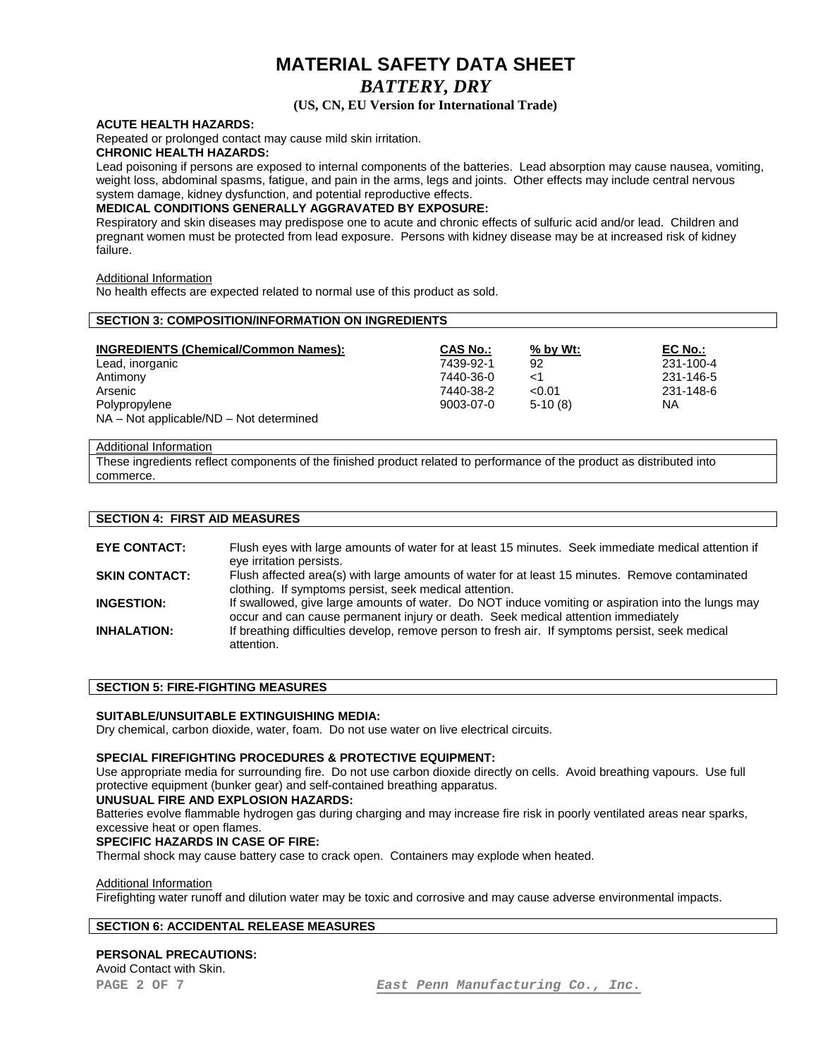# MATERIAL SAFETY DATA SHEET

## *BATTERY, DRY*

**(US, CN, EU Version for International Trade)**

**ACUTE HEALTH HAZARDS:**

Repeated or prolonged contact may cause mild skin irritation.

**CHRONIC HEALTH HAZARDS:**

Lead poisoning if persons are exposed to internal components of the batteries. Lead absorption may cause nausea, vomiting, weight loss, abdominal spasms, fatigue, and pain in the arms, legs and joints. Other effects may include central nervous system damage, kidney dysfunction, and potential reproductive effects.

**MEDICAL CONDITIONS GENERALLY AGGRAVATED BY EXPOSURE:**

Respiratory and skin diseases may predispose one to acute and chronic effects of sulfuric acid and/or lead. Children and pregnant women must be protected from lead exposure. Persons with kidney disease may be at increased risk of kidney failure.

Additional Information

No health effects are expected related to normal use of this product as sold.

## SECTION 3: COMPOSITION/INFORMATION ON INGREDIENTS

| INGREDIENTS (Chemical/Common Names): | CAS No.: | % by Wt: | EC No.: |
|---|---|---|---|
| Lead, inorganic | 7439-92-1 | 92 | 231-100-4 |
| Antimony | 7440-36-0 | <1 | 231-146-5 |
| Arsenic | 7440-38-2 | <0.01 | 231-148-6 |
| Polypropylene | 9003-07-0 | 5-10 (8) | NA |

NA – Not applicable/ND – Not determined

Additional Information

These ingredients reflect components of the finished product related to performance of the product as distributed into commerce.

## SECTION 4: FIRST AID MEASURES

**EYE CONTACT:** Flush eyes with large amounts of water for at least 15 minutes. Seek immediate medical attention if eye irritation persists.

**SKIN CONTACT:** Flush affected area(s) with large amounts of water for at least 15 minutes. Remove contaminated clothing. If symptoms persist, seek medical attention.

**INGESTION:** If swallowed, give large amounts of water. Do NOT induce vomiting or aspiration into the lungs may occur and can cause permanent injury or death. Seek medical attention immediately

**INHALATION:** If breathing difficulties develop, remove person to fresh air. If symptoms persist, seek medical attention.

## SECTION 5: FIRE-FIGHTING MEASURES

**SUITABLE/UNSUITABLE EXTINGUISHING MEDIA:**

Dry chemical, carbon dioxide, water, foam. Do not use water on live electrical circuits.

**SPECIAL FIREFIGHTING PROCEDURES & PROTECTIVE EQUIPMENT:**

Use appropriate media for surrounding fire. Do not use carbon dioxide directly on cells. Avoid breathing vapours. Use full protective equipment (bunker gear) and self-contained breathing apparatus.

**UNUSUAL FIRE AND EXPLOSION HAZARDS:**

Batteries evolve flammable hydrogen gas during charging and may increase fire risk in poorly ventilated areas near sparks, excessive heat or open flames.

**SPECIFIC HAZARDS IN CASE OF FIRE:**

Thermal shock may cause battery case to crack open. Containers may explode when heated.

Additional Information

Firefighting water runoff and dilution water may be toxic and corrosive and may cause adverse environmental impacts.

## SECTION 6: ACCIDENTAL RELEASE MEASURES

**PERSONAL PRECAUTIONS:**

Avoid Contact with Skin.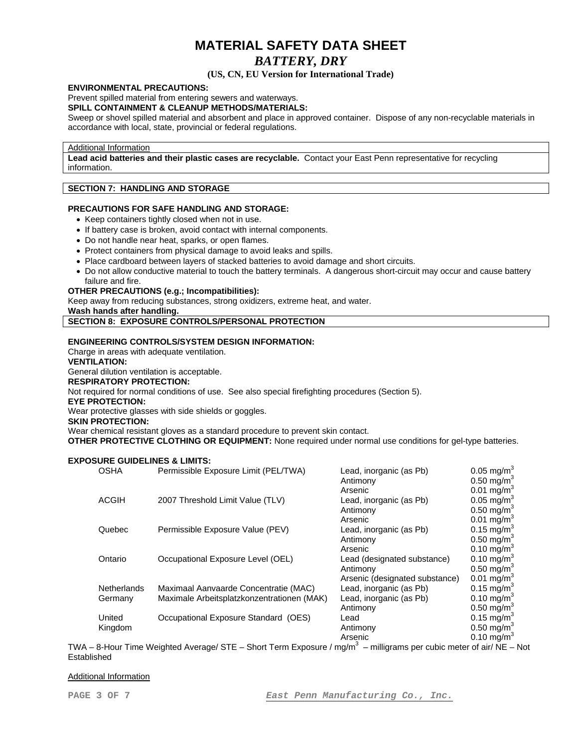# MATERIAL SAFETY DATA SHEET

## *BATTERY, DRY*

**(US, CN, EU Version for International Trade)**

**ENVIRONMENTAL PRECAUTIONS:**
Prevent spilled material from entering sewers and waterways.

**SPILL CONTAINMENT & CLEANUP METHODS/MATERIALS:**
Sweep or shovel spilled material and absorbent and place in approved container. Dispose of any non-recyclable materials in accordance with local, state, provincial or federal regulations.

Additional Information

**Lead acid batteries and their plastic cases are recyclable.** Contact your East Penn representative for recycling information.

## SECTION 7: HANDLING AND STORAGE

**PRECAUTIONS FOR SAFE HANDLING AND STORAGE:**

- Keep containers tightly closed when not in use.
- If battery case is broken, avoid contact with internal components.
- Do not handle near heat, sparks, or open flames.
- Protect containers from physical damage to avoid leaks and spills.
- Place cardboard between layers of stacked batteries to avoid damage and short circuits.
- Do not allow conductive material to touch the battery terminals. A dangerous short-circuit may occur and cause battery failure and fire.

**OTHER PRECAUTIONS (e.g.; Incompatibilities):**
Keep away from reducing substances, strong oxidizers, extreme heat, and water.

**Wash hands after handling.**

## SECTION 8: EXPOSURE CONTROLS/PERSONAL PROTECTION

**ENGINEERING CONTROLS/SYSTEM DESIGN INFORMATION:**
Charge in areas with adequate ventilation.

**VENTILATION:**
General dilution ventilation is acceptable.

**RESPIRATORY PROTECTION:**
Not required for normal conditions of use. See also special firefighting procedures (Section 5).

**EYE PROTECTION:**
Wear protective glasses with side shields or goggles.

**SKIN PROTECTION:**
Wear chemical resistant gloves as a standard procedure to prevent skin contact.

**OTHER PROTECTIVE CLOTHING OR EQUIPMENT:** None required under normal use conditions for gel-type batteries.

**EXPOSURE GUIDELINES & LIMITS:**

| Agency | Limit | Substance | Value |
|---|---|---|---|
| OSHA | Permissible Exposure Limit (PEL/TWA) | Lead, inorganic (as Pb) | 0.05 $mg/m^3$ |
| | | Antimony | 0.50 $mg/m^3$ |
| | | Arsenic | 0.01 $mg/m^3$ |
| ACGIH | 2007 Threshold Limit Value (TLV) | Lead, inorganic (as Pb) | 0.05 $mg/m^3$ |
| | | Antimony | 0.50 $mg/m^3$ |
| | | Arsenic | 0.01 $mg/m^3$ |
| Quebec | Permissible Exposure Value (PEV) | Lead, inorganic (as Pb) | 0.15 $mg/m^3$ |
| | | Antimony | 0.50 $mg/m^3$ |
| | | Arsenic | 0.10 $mg/m^3$ |
| Ontario | Occupational Exposure Level (OEL) | Lead (designated substance) | 0.10 $mg/m^3$ |
| | | Antimony | 0.50 $mg/m^3$ |
| | | Arsenic (designated substance) | 0.01 $mg/m^3$ |
| Netherlands | Maximaal Aanvaarde Concentratie (MAC) | Lead, inorganic (as Pb) | 0.15 $mg/m^3$ |
| Germany | Maximale Arbeitsplatzkonzentrationen (MAK) | Lead, inorganic (as Pb) | 0.10 $mg/m^3$ |
| | | Antimony | 0.50 $mg/m^3$ |
| United Kingdom | Occupational Exposure Standard (OES) | Lead | 0.15 $mg/m^3$ |
| | | Antimony | 0.50 $mg/m^3$ |
| | | Arsenic | 0.10 $mg/m^3$ |

TWA – 8-Hour Time Weighted Average/ STE – Short Term Exposure / $mg/m^3$ – milligrams per cubic meter of air/ NE – Not Established

Additional Information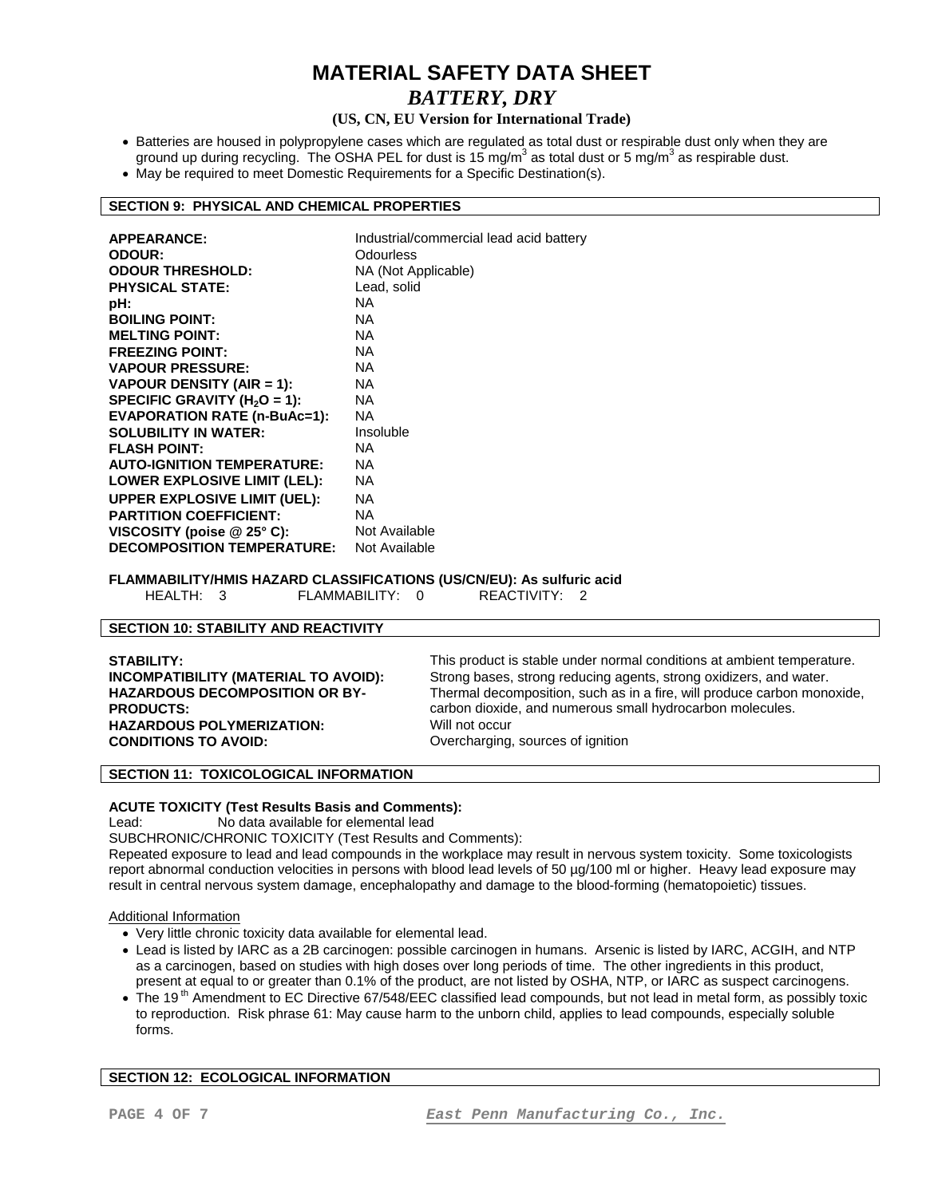# MATERIAL SAFETY DATA SHEET

## *BATTERY, DRY*

**(US, CN, EU Version for International Trade)**

- Batteries are housed in polypropylene cases which are regulated as total dust or respirable dust only when they are ground up during recycling. The OSHA PEL for dust is 15 $mg/m^3$ as total dust or 5 $mg/m^3$ as respirable dust.
- May be required to meet Domestic Requirements for a Specific Destination(s).

## SECTION 9: PHYSICAL AND CHEMICAL PROPERTIES

| | |
|---|---|
| **APPEARANCE:** | Industrial/commercial lead acid battery |
| **ODOUR:** | Odourless |
| **ODOUR THRESHOLD:** | NA (Not Applicable) |
| **PHYSICAL STATE:** | Lead, solid |
| **pH:** | NA |
| **BOILING POINT:** | NA |
| **MELTING POINT:** | NA |
| **FREEZING POINT:** | NA |
| **VAPOUR PRESSURE:** | NA |
| **VAPOUR DENSITY (AIR = 1):** | NA |
| **SPECIFIC GRAVITY ($H_2O$ = 1):** | NA |
| **EVAPORATION RATE (n-BuAc=1):** | NA |
| **SOLUBILITY IN WATER:** | Insoluble |
| **FLASH POINT:** | NA |
| **AUTO-IGNITION TEMPERATURE:** | NA |
| **LOWER EXPLOSIVE LIMIT (LEL):** | NA |
| **UPPER EXPLOSIVE LIMIT (UEL):** | NA |
| **PARTITION COEFFICIENT:** | NA |
| **VISCOSITY (poise @ 25° C):** | Not Available |
| **DECOMPOSITION TEMPERATURE:** | Not Available |

**FLAMMABILITY/HMIS HAZARD CLASSIFICATIONS (US/CN/EU): As sulfuric acid**

HEALTH: 3 FLAMMABILITY: 0 REACTIVITY: 2

## SECTION 10: STABILITY AND REACTIVITY

| | |
|---|---|
| **STABILITY:** | This product is stable under normal conditions at ambient temperature. |
| **INCOMPATIBILITY (MATERIAL TO AVOID):** | Strong bases, strong reducing agents, strong oxidizers, and water. |
| **HAZARDOUS DECOMPOSITION OR BY-PRODUCTS:** | Thermal decomposition, such as in a fire, will produce carbon monoxide, carbon dioxide, and numerous small hydrocarbon molecules. |
| **HAZARDOUS POLYMERIZATION:** | Will not occur |
| **CONDITIONS TO AVOID:** | Overcharging, sources of ignition |

## SECTION 11: TOXICOLOGICAL INFORMATION

**ACUTE TOXICITY (Test Results Basis and Comments):**

Lead: No data available for elemental lead

SUBCHRONIC/CHRONIC TOXICITY (Test Results and Comments):

Repeated exposure to lead and lead compounds in the workplace may result in nervous system toxicity. Some toxicologists report abnormal conduction velocities in persons with blood lead levels of 50 µg/100 ml or higher. Heavy lead exposure may result in central nervous system damage, encephalopathy and damage to the blood-forming (hematopoietic) tissues.

Additional Information

- Very little chronic toxicity data available for elemental lead.
- Lead is listed by IARC as a 2B carcinogen: possible carcinogen in humans. Arsenic is listed by IARC, ACGIH, and NTP as a carcinogen, based on studies with high doses over long periods of time. The other ingredients in this product, present at equal to or greater than 0.1% of the product, are not listed by OSHA, NTP, or IARC as suspect carcinogens.
- The 19th Amendment to EC Directive 67/548/EEC classified lead compounds, but not lead in metal form, as possibly toxic to reproduction. Risk phrase 61: May cause harm to the unborn child, applies to lead compounds, especially soluble forms.

## SECTION 12: ECOLOGICAL INFORMATION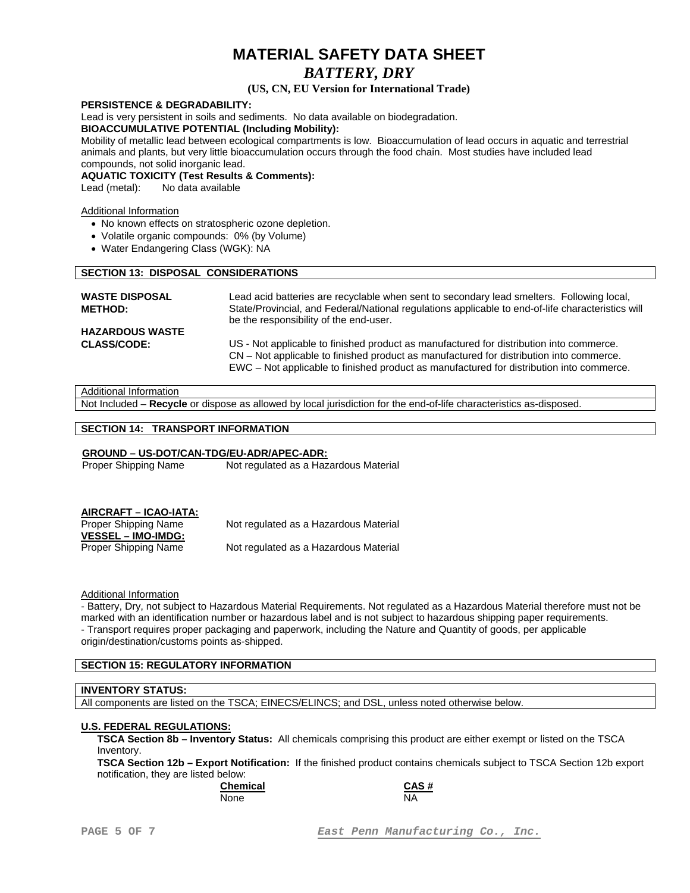**PERSISTENCE & DEGRADABILITY:**
Lead is very persistent in soils and sediments. No data available on biodegradation.

**BIOACCUMULATIVE POTENTIAL (Including Mobility):**
Mobility of metallic lead between ecological compartments is low. Bioaccumulation of lead occurs in aquatic and terrestrial animals and plants, but very little bioaccumulation occurs through the food chain. Most studies have included lead compounds, not solid inorganic lead.

**AQUATIC TOXICITY (Test Results & Comments):**
Lead (metal): No data available

Additional Information

- No known effects on stratospheric ozone depletion.
- Volatile organic compounds: 0% (by Volume)
- Water Endangering Class (WGK): NA

## SECTION 13: DISPOSAL CONSIDERATIONS

**WASTE DISPOSAL METHOD:** Lead acid batteries are recyclable when sent to secondary lead smelters. Following local, State/Provincial, and Federal/National regulations applicable to end-of-life characteristics will be the responsibility of the end-user.

**HAZARDOUS WASTE CLASS/CODE:**
US - Not applicable to finished product as manufactured for distribution into commerce.
CN – Not applicable to finished product as manufactured for distribution into commerce.
EWC – Not applicable to finished product as manufactured for distribution into commerce.

Additional Information
Not Included – **Recycle** or dispose as allowed by local jurisdiction for the end-of-life characteristics as-disposed.

## SECTION 14: TRANSPORT INFORMATION

**GROUND – US-DOT/CAN-TDG/EU-ADR/APEC-ADR:**
Proper Shipping Name Not regulated as a Hazardous Material

**AIRCRAFT – ICAO-IATA:**
Proper Shipping Name Not regulated as a Hazardous Material

**VESSEL – IMO-IMDG:**
Proper Shipping Name Not regulated as a Hazardous Material

Additional Information
- Battery, Dry, not subject to Hazardous Material Requirements. Not regulated as a Hazardous Material therefore must not be marked with an identification number or hazardous label and is not subject to hazardous shipping paper requirements.
- Transport requires proper packaging and paperwork, including the Nature and Quantity of goods, per applicable origin/destination/customs points as-shipped.

## SECTION 15: REGULATORY INFORMATION

**INVENTORY STATUS:**
All components are listed on the TSCA; EINECS/ELINCS; and DSL, unless noted otherwise below.

**U.S. FEDERAL REGULATIONS:**

**TSCA Section 8b – Inventory Status:** All chemicals comprising this product are either exempt or listed on the TSCA Inventory.

**TSCA Section 12b – Export Notification:** If the finished product contains chemicals subject to TSCA Section 12b export notification, they are listed below:

| Chemical | CAS # |
| --- | --- |
| None | NA |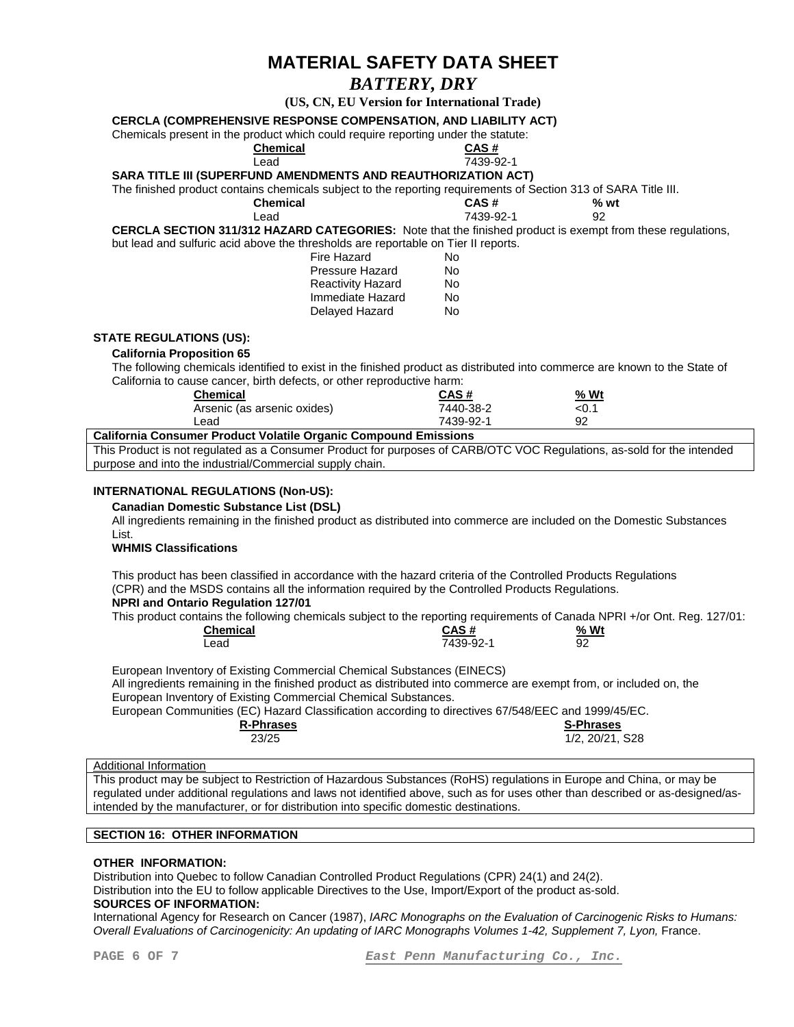# MATERIAL SAFETY DATA SHEET

## *BATTERY, DRY*

**(US, CN, EU Version for International Trade)**

**CERCLA (COMPREHENSIVE RESPONSE COMPENSATION, AND LIABILITY ACT)**

Chemicals present in the product which could require reporting under the statute:

| Chemical | CAS # |
|---|---|
| Lead | 7439-92-1 |

**SARA TITLE III (SUPERFUND AMENDMENTS AND REAUTHORIZATION ACT)**

The finished product contains chemicals subject to the reporting requirements of Section 313 of SARA Title III.

| Chemical | CAS # | % wt |
|---|---|---|
| Lead | 7439-92-1 | 92 |

**CERCLA SECTION 311/312 HAZARD CATEGORIES:** Note that the finished product is exempt from these regulations, but lead and sulfuric acid above the thresholds are reportable on Tier II reports.

| | |
|---|---|
| Fire Hazard | No |
| Pressure Hazard | No |
| Reactivity Hazard | No |
| Immediate Hazard | No |
| Delayed Hazard | No |

**STATE REGULATIONS (US):**

**California Proposition 65**

The following chemicals identified to exist in the finished product as distributed into commerce are known to the State of California to cause cancer, birth defects, or other reproductive harm:

| Chemical | CAS # | % Wt |
|---|---|---|
| Arsenic (as arsenic oxides) | 7440-38-2 | <0.1 |
| Lead | 7439-92-1 | 92 |

**California Consumer Product Volatile Organic Compound Emissions**

This Product is not regulated as a Consumer Product for purposes of CARB/OTC VOC Regulations, as-sold for the intended purpose and into the industrial/Commercial supply chain.

**INTERNATIONAL REGULATIONS (Non-US):**

**Canadian Domestic Substance List (DSL)**

All ingredients remaining in the finished product as distributed into commerce are included on the Domestic Substances List.

**WHMIS Classifications**

This product has been classified in accordance with the hazard criteria of the Controlled Products Regulations (CPR) and the MSDS contains all the information required by the Controlled Products Regulations.

**NPRI and Ontario Regulation 127/01**

This product contains the following chemicals subject to the reporting requirements of Canada NPRI +/or Ont. Reg. 127/01:

| Chemical | CAS # | % Wt |
|---|---|---|
| Lead | 7439-92-1 | 92 |

European Inventory of Existing Commercial Chemical Substances (EINECS)

All ingredients remaining in the finished product as distributed into commerce are exempt from, or included on, the European Inventory of Existing Commercial Chemical Substances.

European Communities (EC) Hazard Classification according to directives 67/548/EEC and 1999/45/EC.

| R-Phrases | S-Phrases |
|---|---|
| 23/25 | 1/2, 20/21, S28 |

Additional Information

This product may be subject to Restriction of Hazardous Substances (RoHS) regulations in Europe and China, or may be regulated under additional regulations and laws not identified above, such as for uses other than described or as-designed/as-intended by the manufacturer, or for distribution into specific domestic destinations.

## SECTION 16: OTHER INFORMATION

**OTHER INFORMATION:**

Distribution into Quebec to follow Canadian Controlled Product Regulations (CPR) 24(1) and 24(2).

Distribution into the EU to follow applicable Directives to the Use, Import/Export of the product as-sold.

**SOURCES OF INFORMATION:**

International Agency for Research on Cancer (1987), *IARC Monographs on the Evaluation of Carcinogenic Risks to Humans: Overall Evaluations of Carcinogenicity: An updating of IARC Monographs Volumes 1-42, Supplement 7, Lyon,* France.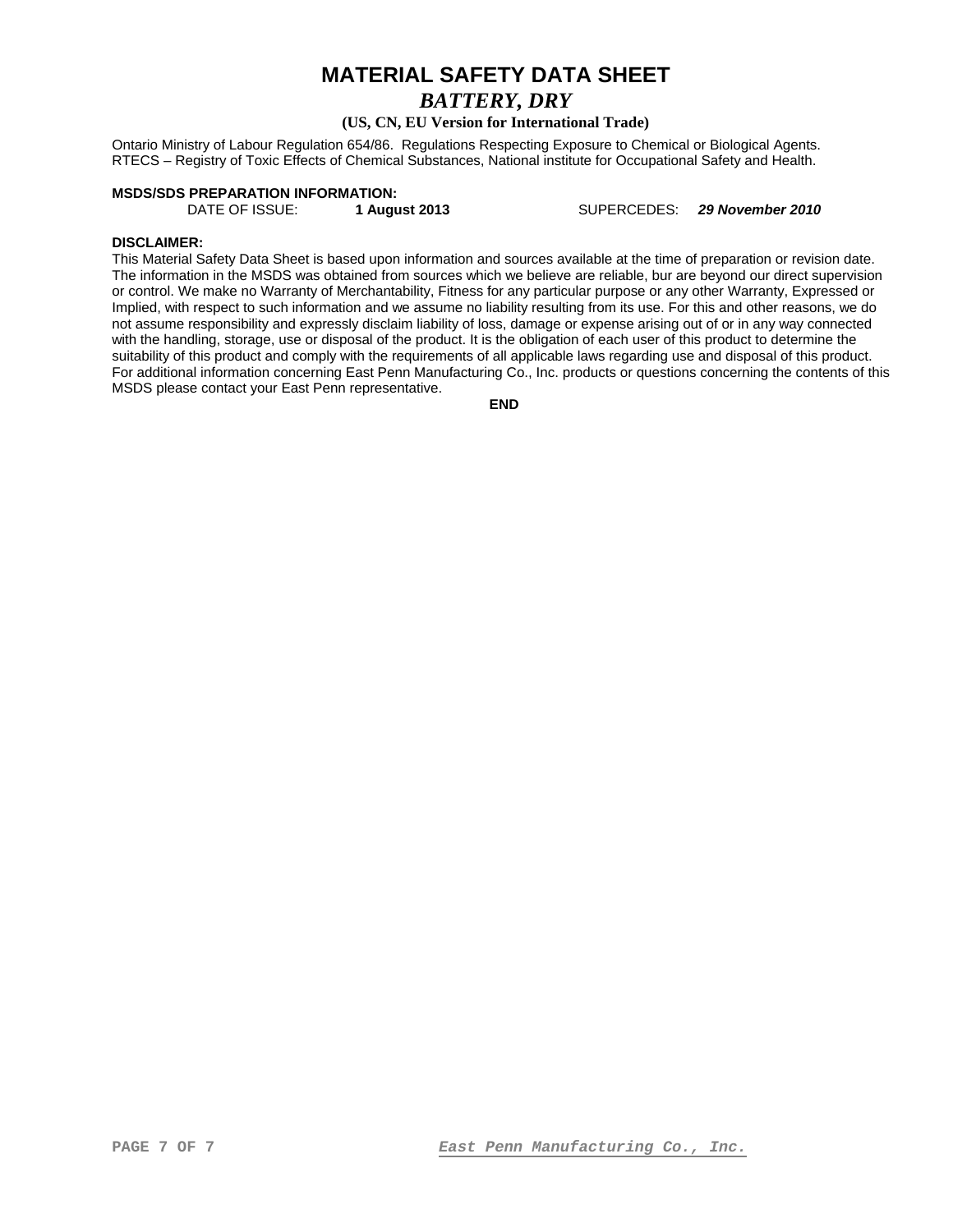# MATERIAL SAFETY DATA SHEET

## *BATTERY, DRY*

**(US, CN, EU Version for International Trade)**

Ontario Ministry of Labour Regulation 654/86. Regulations Respecting Exposure to Chemical or Biological Agents.
RTECS – Registry of Toxic Effects of Chemical Substances, National institute for Occupational Safety and Health.

**MSDS/SDS PREPARATION INFORMATION:**

DATE OF ISSUE: **1 August 2013** SUPERCEDES: ***29 November 2010***

**DISCLAIMER:**

This Material Safety Data Sheet is based upon information and sources available at the time of preparation or revision date. The information in the MSDS was obtained from sources which we believe are reliable, bur are beyond our direct supervision or control. We make no Warranty of Merchantability, Fitness for any particular purpose or any other Warranty, Expressed or Implied, with respect to such information and we assume no liability resulting from its use. For this and other reasons, we do not assume responsibility and expressly disclaim liability of loss, damage or expense arising out of or in any way connected with the handling, storage, use or disposal of the product. It is the obligation of each user of this product to determine the suitability of this product and comply with the requirements of all applicable laws regarding use and disposal of this product. For additional information concerning East Penn Manufacturing Co., Inc. products or questions concerning the contents of this MSDS please contact your East Penn representative.

**END**